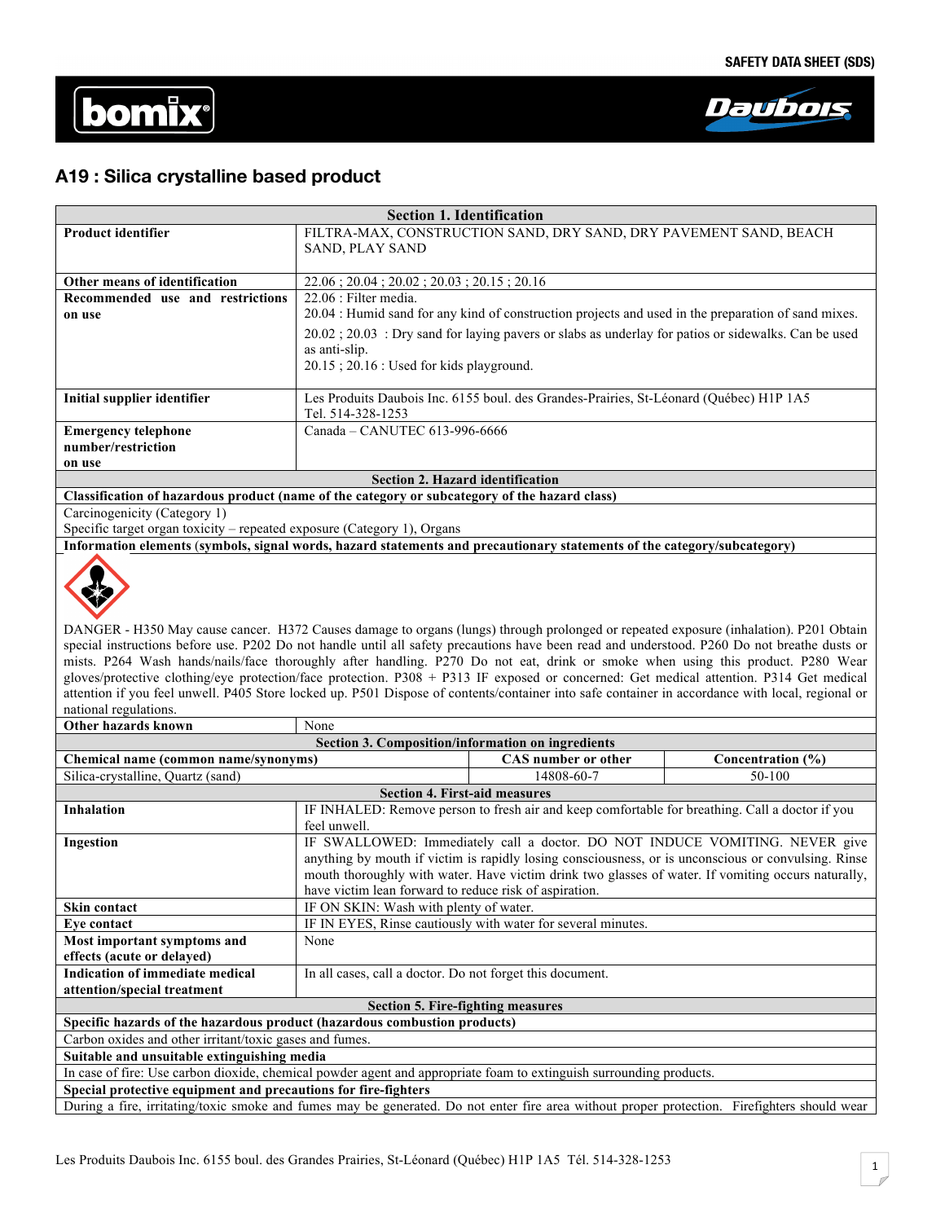SAFETY DATA SHEET (SDS)

bomix® Daubois

# A19 : Silica crystalline based product

## Section 1. Identification

| | |
|---|---|
| **Product identifier** | FILTRA-MAX, CONSTRUCTION SAND, DRY SAND, DRY PAVEMENT SAND, BEACH SAND, PLAY SAND |
| **Other means of identification** | 22.06 ; 20.04 ; 20.02 ; 20.03 ; 20.15 ; 20.16 |
| **Recommended use and restrictions on use** | 22.06 : Filter media.<br>20.04 : Humid sand for any kind of construction projects and used in the preparation of sand mixes.<br>20.02 ; 20.03 : Dry sand for laying pavers or slabs as underlay for patios or sidewalks. Can be used as anti-slip.<br>20.15 ; 20.16 : Used for kids playground. |
| **Initial supplier identifier** | Les Produits Daubois Inc. 6155 boul. des Grandes-Prairies, St-Léonard (Québec) H1P 1A5<br>Tel. 514-328-1253 |
| **Emergency telephone number/restriction on use** | Canada – CANUTEC 613-996-6666 |

## Section 2. Hazard identification

**Classification of hazardous product (name of the category or subcategory of the hazard class)**

Carcinogenicity (Category 1)
Specific target organ toxicity – repeated exposure (Category 1), Organs

**Information elements (symbols, signal words, hazard statements and precautionary statements of the category/subcategory)**

DANGER - H350 May cause cancer. H372 Causes damage to organs (lungs) through prolonged or repeated exposure (inhalation). P201 Obtain special instructions before use. P202 Do not handle until all safety precautions have been read and understood. P260 Do not breathe dusts or mists. P264 Wash hands/nails/face thoroughly after handling. P270 Do not eat, drink or smoke when using this product. P280 Wear gloves/protective clothing/eye protection/face protection. P308 + P313 IF exposed or concerned: Get medical attention. P314 Get medical attention if you feel unwell. P405 Store locked up. P501 Dispose of contents/container into safe container in accordance with local, regional or national regulations.

| | |
|---|---|
| **Other hazards known** | None |

## Section 3. Composition/information on ingredients

| Chemical name (common name/synonyms) | CAS number or other | Concentration (%) |
|---|---|---|
| Silica-crystalline, Quartz (sand) | 14808-60-7 | 50-100 |

## Section 4. First-aid measures

| | |
|---|---|
| **Inhalation** | IF INHALED: Remove person to fresh air and keep comfortable for breathing. Call a doctor if you feel unwell. |
| **Ingestion** | IF SWALLOWED: Immediately call a doctor. DO NOT INDUCE VOMITING. NEVER give anything by mouth if victim is rapidly losing consciousness, or is unconscious or convulsing. Rinse mouth thoroughly with water. Have victim drink two glasses of water. If vomiting occurs naturally, have victim lean forward to reduce risk of aspiration. |
| **Skin contact** | IF ON SKIN: Wash with plenty of water. |
| **Eye contact** | IF IN EYES, Rinse cautiously with water for several minutes. |
| **Most important symptoms and effects (acute or delayed)** | None |
| **Indication of immediate medical attention/special treatment** | In all cases, call a doctor. Do not forget this document. |

## Section 5. Fire-fighting measures

**Specific hazards of the hazardous product (hazardous combustion products)**

Carbon oxides and other irritant/toxic gases and fumes.

**Suitable and unsuitable extinguishing media**

In case of fire: Use carbon dioxide, chemical powder agent and appropriate foam to extinguish surrounding products.

**Special protective equipment and precautions for fire-fighters**

During a fire, irritating/toxic smoke and fumes may be generated. Do not enter fire area without proper protection. Firefighters should wear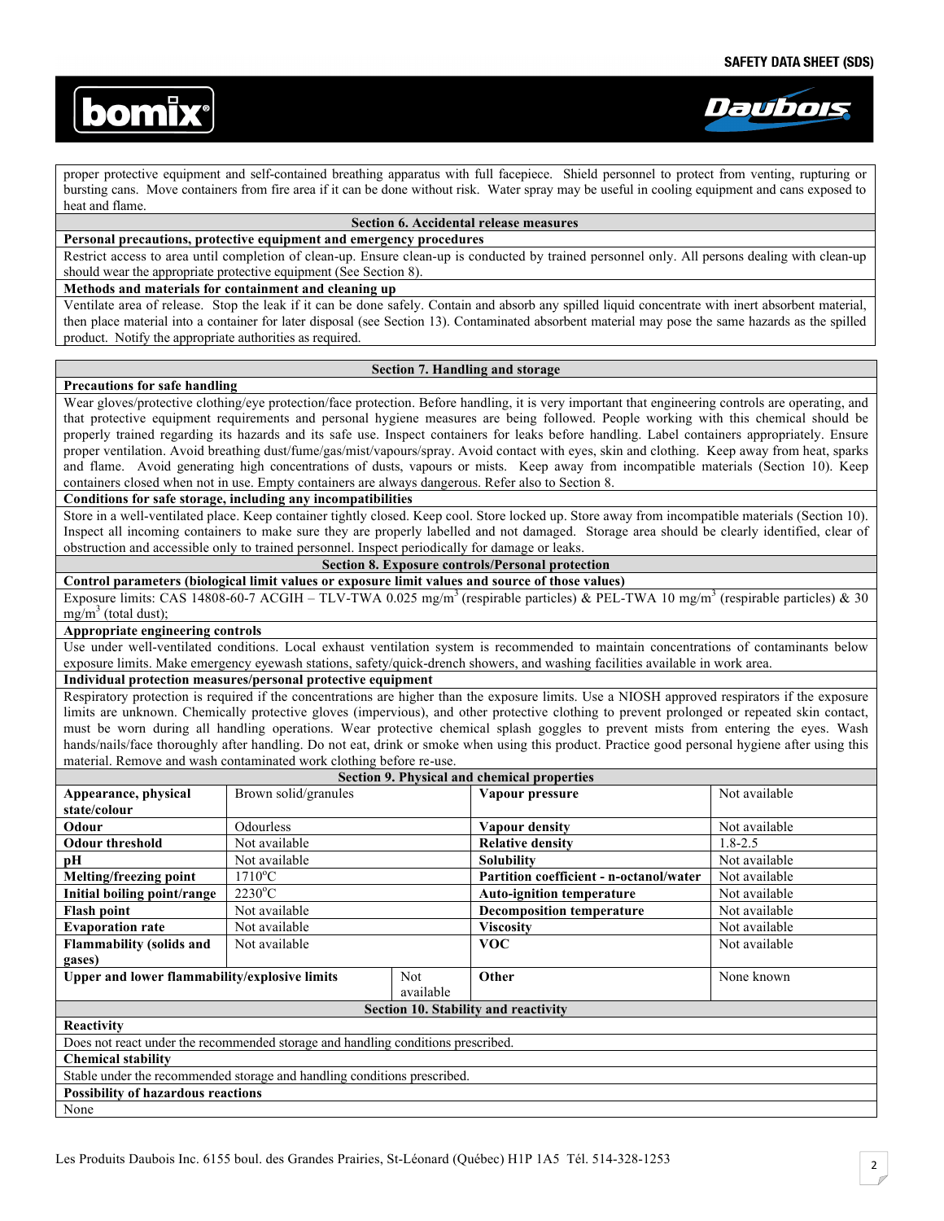proper protective equipment and self-contained breathing apparatus with full facepiece. Shield personnel to protect from venting, rupturing or bursting cans. Move containers from fire area if it can be done without risk. Water spray may be useful in cooling equipment and cans exposed to heat and flame.

## Section 6. Accidental release measures

**Personal precautions, protective equipment and emergency procedures**

Restrict access to area until completion of clean-up. Ensure clean-up is conducted by trained personnel only. All persons dealing with clean-up should wear the appropriate protective equipment (See Section 8).

**Methods and materials for containment and cleaning up**

Ventilate area of release. Stop the leak if it can be done safely. Contain and absorb any spilled liquid concentrate with inert absorbent material, then place material into a container for later disposal (see Section 13). Contaminated absorbent material may pose the same hazards as the spilled product. Notify the appropriate authorities as required.

## Section 7. Handling and storage

**Precautions for safe handling**

Wear gloves/protective clothing/eye protection/face protection. Before handling, it is very important that engineering controls are operating, and that protective equipment requirements and personal hygiene measures are being followed. People working with this chemical should be properly trained regarding its hazards and its safe use. Inspect containers for leaks before handling. Label containers appropriately. Ensure proper ventilation. Avoid breathing dust/fume/gas/mist/vapours/spray. Avoid contact with eyes, skin and clothing. Keep away from heat, sparks and flame. Avoid generating high concentrations of dusts, vapours or mists. Keep away from incompatible materials (Section 10). Keep containers closed when not in use. Empty containers are always dangerous. Refer also to Section 8.

**Conditions for safe storage, including any incompatibilities**

Store in a well-ventilated place. Keep container tightly closed. Keep cool. Store locked up. Store away from incompatible materials (Section 10). Inspect all incoming containers to make sure they are properly labelled and not damaged. Storage area should be clearly identified, clear of obstruction and accessible only to trained personnel. Inspect periodically for damage or leaks.

## Section 8. Exposure controls/Personal protection

**Control parameters (biological limit values or exposure limit values and source of those values)**

Exposure limits: CAS 14808-60-7 ACGIH – TLV-TWA 0.025 $mg/m^3$ (respirable particles) & PEL-TWA 10 $mg/m^3$ (respirable particles) & 30 $mg/m^3$ (total dust);

**Appropriate engineering controls**

Use under well-ventilated conditions. Local exhaust ventilation system is recommended to maintain concentrations of contaminants below exposure limits. Make emergency eyewash stations, safety/quick-drench showers, and washing facilities available in work area.

**Individual protection measures/personal protective equipment**

Respiratory protection is required if the concentrations are higher than the exposure limits. Use a NIOSH approved respirators if the exposure limits are unknown. Chemically protective gloves (impervious), and other protective clothing to prevent prolonged or repeated skin contact, must be worn during all handling operations. Wear protective chemical splash goggles to prevent mists from entering the eyes. Wash hands/nails/face thoroughly after handling. Do not eat, drink or smoke when using this product. Practice good personal hygiene after using this material. Remove and wash contaminated work clothing before re-use.

## Section 9. Physical and chemical properties

| Property | Value | Property | Value |
|---|---|---|---|
| **Appearance, physical state/colour** | Brown solid/granules | **Vapour pressure** | Not available |
| **Odour** | Odourless | **Vapour density** | Not available |
| **Odour threshold** | Not available | **Relative density** | 1.8-2.5 |
| **pH** | Not available | **Solubility** | Not available |
| **Melting/freezing point** | 1710ºC | **Partition coefficient - n-octanol/water** | Not available |
| **Initial boiling point/range** | 2230ºC | **Auto-ignition temperature** | Not available |
| **Flash point** | Not available | **Decomposition temperature** | Not available |
| **Evaporation rate** | Not available | **Viscosity** | Not available |
| **Flammability (solids and gases)** | Not available | **VOC** | Not available |
| **Upper and lower flammability/explosive limits** | Not available | **Other** | None known |

## Section 10. Stability and reactivity

**Reactivity**

Does not react under the recommended storage and handling conditions prescribed.

**Chemical stability**

Stable under the recommended storage and handling conditions prescribed.

**Possibility of hazardous reactions**

None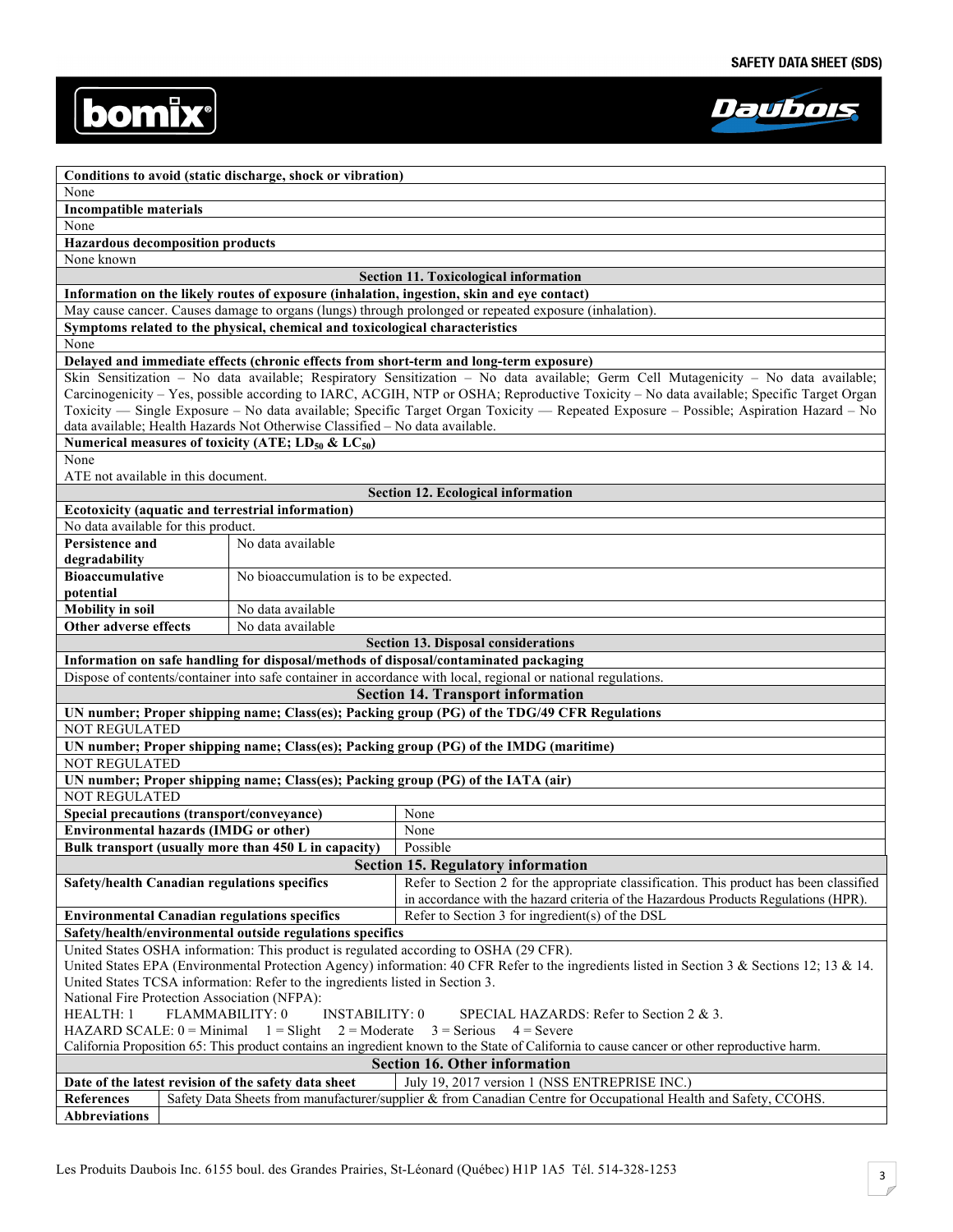**Conditions to avoid (static discharge, shock or vibration)**

None

**Incompatible materials**

None

**Hazardous decomposition products**

None known

## Section 11. Toxicological information

**Information on the likely routes of exposure (inhalation, ingestion, skin and eye contact)**

May cause cancer. Causes damage to organs (lungs) through prolonged or repeated exposure (inhalation).

**Symptoms related to the physical, chemical and toxicological characteristics**

None

**Delayed and immediate effects (chronic effects from short-term and long-term exposure)**

Skin Sensitization – No data available; Respiratory Sensitization – No data available; Germ Cell Mutagenicity – No data available; Carcinogenicity – Yes, possible according to IARC, ACGIH, NTP or OSHA; Reproductive Toxicity – No data available; Specific Target Organ Toxicity — Single Exposure – No data available; Specific Target Organ Toxicity — Repeated Exposure – Possible; Aspiration Hazard – No data available; Health Hazards Not Otherwise Classified – No data available.

**Numerical measures of toxicity (ATE; $LD_{50}$ & $LC_{50}$)**

None

ATE not available in this document.

## Section 12. Ecological information

**Ecotoxicity (aquatic and terrestrial information)**

No data available for this product.

| | |
|---|---|
| **Persistence and degradability** | No data available |
| **Bioaccumulative potential** | No bioaccumulation is to be expected. |
| **Mobility in soil** | No data available |
| **Other adverse effects** | No data available |

## Section 13. Disposal considerations

**Information on safe handling for disposal/methods of disposal/contaminated packaging**

Dispose of contents/container into safe container in accordance with local, regional or national regulations.

## Section 14. Transport information

**UN number; Proper shipping name; Class(es); Packing group (PG) of the TDG/49 CFR Regulations**

NOT REGULATED

**UN number; Proper shipping name; Class(es); Packing group (PG) of the IMDG (maritime)**

NOT REGULATED

**UN number; Proper shipping name; Class(es); Packing group (PG) of the IATA (air)**

NOT REGULATED

| | |
|---|---|
| **Special precautions (transport/conveyance)** | None |
| **Environmental hazards (IMDG or other)** | None |
| **Bulk transport (usually more than 450 L in capacity)** | Possible |

## Section 15. Regulatory information

| | |
|---|---|
| **Safety/health Canadian regulations specifics** | Refer to Section 2 for the appropriate classification. This product has been classified in accordance with the hazard criteria of the Hazardous Products Regulations (HPR). |
| **Environmental Canadian regulations specifics** | Refer to Section 3 for ingredient(s) of the DSL |

**Safety/health/environmental outside regulations specifics**

United States OSHA information: This product is regulated according to OSHA (29 CFR).
United States EPA (Environmental Protection Agency) information: 40 CFR Refer to the ingredients listed in Section 3 & Sections 12; 13 & 14.
United States TCSA information: Refer to the ingredients listed in Section 3.
National Fire Protection Association (NFPA):
HEALTH: 1 FLAMMABILITY: 0 INSTABILITY: 0 SPECIAL HAZARDS: Refer to Section 2 & 3.
HAZARD SCALE: 0 = Minimal 1 = Slight 2 = Moderate 3 = Serious 4 = Severe
California Proposition 65: This product contains an ingredient known to the State of California to cause cancer or other reproductive harm.

## Section 16. Other information

| | |
|---|---|
| **Date of the latest revision of the safety data sheet** | July 19, 2017 version 1 (NSS ENTREPRISE INC.) |
| **References** | Safety Data Sheets from manufacturer/supplier & from Canadian Centre for Occupational Health and Safety, CCOHS. |
| **Abbreviations** | |

Les Produits Daubois Inc. 6155 boul. des Grandes Prairies, St-Léonard (Québec) H1P 1A5 Tél. 514-328-1253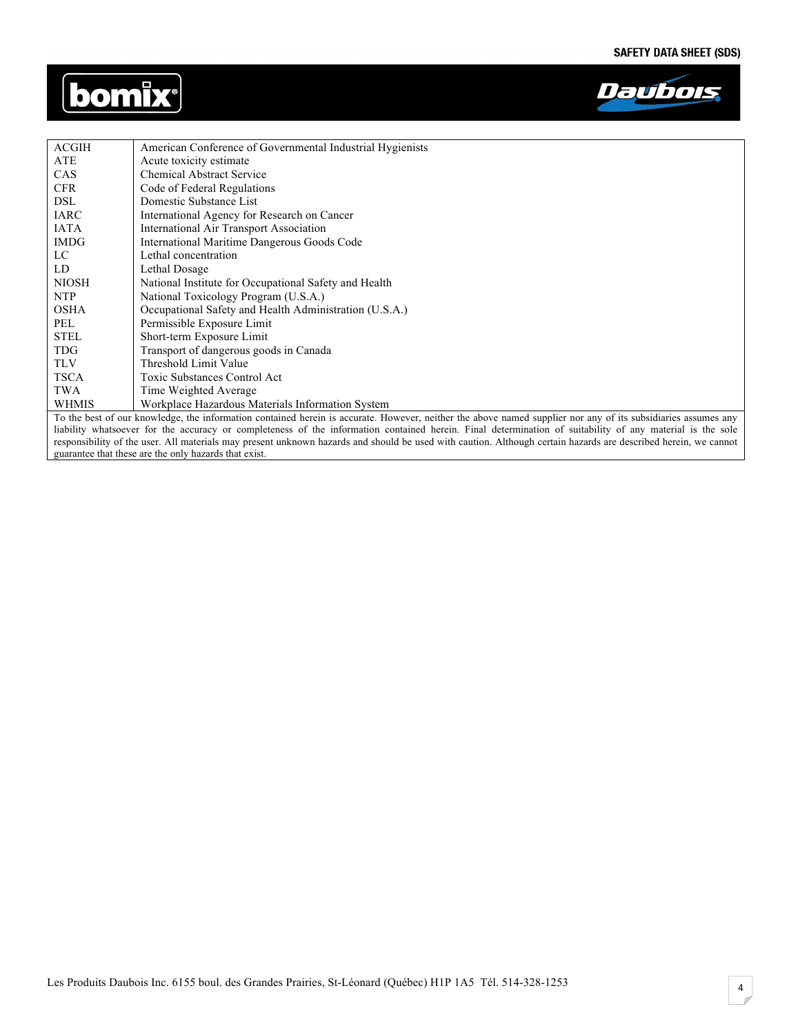| | |
|---|---|
| ACGIH | American Conference of Governmental Industrial Hygienists |
| ATE | Acute toxicity estimate |
| CAS | Chemical Abstract Service |
| CFR | Code of Federal Regulations |
| DSL | Domestic Substance List |
| IARC | International Agency for Research on Cancer |
| IATA | International Air Transport Association |
| IMDG | International Maritime Dangerous Goods Code |
| LC | Lethal concentration |
| LD | Lethal Dosage |
| NIOSH | National Institute for Occupational Safety and Health |
| NTP | National Toxicology Program (U.S.A.) |
| OSHA | Occupational Safety and Health Administration (U.S.A.) |
| PEL | Permissible Exposure Limit |
| STEL | Short-term Exposure Limit |
| TDG | Transport of dangerous goods in Canada |
| TLV | Threshold Limit Value |
| TSCA | Toxic Substances Control Act |
| TWA | Time Weighted Average |
| WHMIS | Workplace Hazardous Materials Information System |

To the best of our knowledge, the information contained herein is accurate. However, neither the above named supplier nor any of its subsidiaries assumes any liability whatsoever for the accuracy or completeness of the information contained herein. Final determination of suitability of any material is the sole responsibility of the user. All materials may present unknown hazards and should be used with caution. Although certain hazards are described herein, we cannot guarantee that these are the only hazards that exist.

Les Produits Daubois Inc. 6155 boul. des Grandes Prairies, St-Léonard (Québec) H1P 1A5 Tél. 514-328-1253